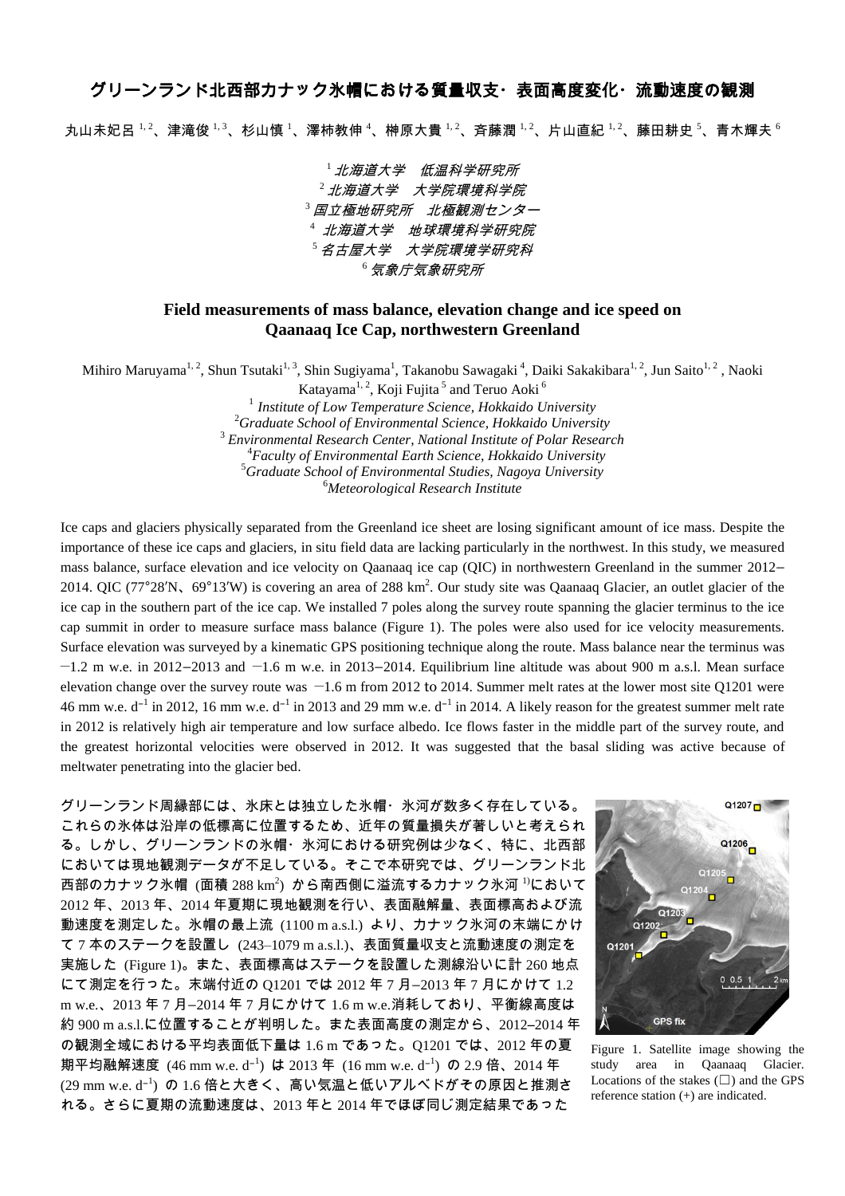# グリーンランド北西部カナック氷帽における質量収支・表面高度変化・流動速度の観測

丸山未妃呂 [1,2]、津滝俊 [1,3]、杉山慎 [1]、澤柿教伸 [4]、榊原大貴 [1,2]、斉藤潤 [1,2]、片山直紀 [1,2]、藤田耕史 [5]、青木輝夫 [6]

[1] *北海道大学　低温科学研究所*
[2] *北海道大学　大学院環境科学院*
[3] *国立極地研究所　北極観測センター*
[4] *北海道大学　地球環境科学研究院*
[5] *名古屋大学　大学院環境学研究科*
[6] *気象庁気象研究所*

## Field measurements of mass balance, elevation change and ice speed on Qaanaaq Ice Cap, northwestern Greenland

Mihiro Maruyama[1,2], Shun Tsutaki[1,3], Shin Sugiyama[1], Takanobu Sawagaki[4], Daiki Sakakibara[1,2], Jun Saito[1,2], Naoki Katayama[1,2], Koji Fujita[5] and Teruo Aoki[6]

[1] *Institute of Low Temperature Science, Hokkaido University*
[2] *Graduate School of Environmental Science, Hokkaido University*
[3] *Environmental Research Center, National Institute of Polar Research*
[4] *Faculty of Environmental Earth Science, Hokkaido University*
[5] *Graduate School of Environmental Studies, Nagoya University*
[6] *Meteorological Research Institute*

Ice caps and glaciers physically separated from the Greenland ice sheet are losing significant amount of ice mass. Despite the importance of these ice caps and glaciers, in situ field data are lacking particularly in the northwest. In this study, we measured mass balance, surface elevation and ice velocity on Qaanaaq ice cap (QIC) in northwestern Greenland in the summer 2012−2014. QIC (77°28′N、69°13′W) is covering an area of 288 km$^2$. Our study site was Qaanaaq Glacier, an outlet glacier of the ice cap in the southern part of the ice cap. We installed 7 poles along the survey route spanning the glacier terminus to the ice cap summit in order to measure surface mass balance (Figure 1). The poles were also used for ice velocity measurements. Surface elevation was surveyed by a kinematic GPS positioning technique along the route. Mass balance near the terminus was −1.2 m w.e. in 2012−2013 and −1.6 m w.e. in 2013−2014. Equilibrium line altitude was about 900 m a.s.l. Mean surface elevation change over the survey route was −1.6 m from 2012 to 2014. Summer melt rates at the lower most site Q1201 were 46 mm w.e. d$^{-1}$ in 2012, 16 mm w.e. d$^{-1}$ in 2013 and 29 mm w.e. d$^{-1}$ in 2014. A likely reason for the greatest summer melt rate in 2012 is relatively high air temperature and low surface albedo. Ice flows faster in the middle part of the survey route, and the greatest horizontal velocities were observed in 2012. It was suggested that the basal sliding was active because of meltwater penetrating into the glacier bed.

グリーンランド周縁部には、氷床とは独立した氷帽・氷河が数多く存在している。これらの氷体は沿岸の低標高に位置するため、近年の質量損失が著しいと考えられる。しかし、グリーンランドの氷帽・氷河における研究例は少なく、特に、北西部においては現地観測データが不足している。そこで本研究では、グリーンランド北西部のカナック氷帽 (面積 288 km$^2$) から南西側に溢流するカナック氷河 [1)]において 2012 年、2013 年、2014 年夏期に現地観測を行い、表面融解量、表面標高および流動速度を測定した。氷帽の最上流 (1100 m a.s.l.) より、カナック氷河の末端にかけて 7 本のステークを設置し (243–1079 m a.s.l.)、表面質量収支と流動速度の測定を実施した (Figure 1)。また、表面標高はステークを設置した測線沿いに計 260 地点にて測定を行った。末端付近の Q1201 では 2012 年 7 月–2013 年 7 月にかけて 1.2 m w.e.、2013 年 7 月–2014 年 7 月にかけて 1.6 m w.e.消耗しており、平衡線高度は約 900 m a.s.l.に位置することが判明した。また表面高度の測定から、2012–2014 年の観測全域における平均表面低下量は 1.6 m であった。Q1201 では、2012 年の夏期平均融解速度 (46 mm w.e. d$^{-1}$) は 2013 年 (16 mm w.e. d$^{-1}$) の 2.9 倍、2014 年 (29 mm w.e. d$^{-1}$) の 1.6 倍と大きく、高い気温と低いアルベドがその原因と推測される。さらに夏期の流動速度は、2013 年と 2014 年でほぼ同じ測定結果であった

Figure 1. Satellite image showing the study area in Qaanaaq Glacier. Locations of the stakes (□) and the GPS reference station (+) are indicated.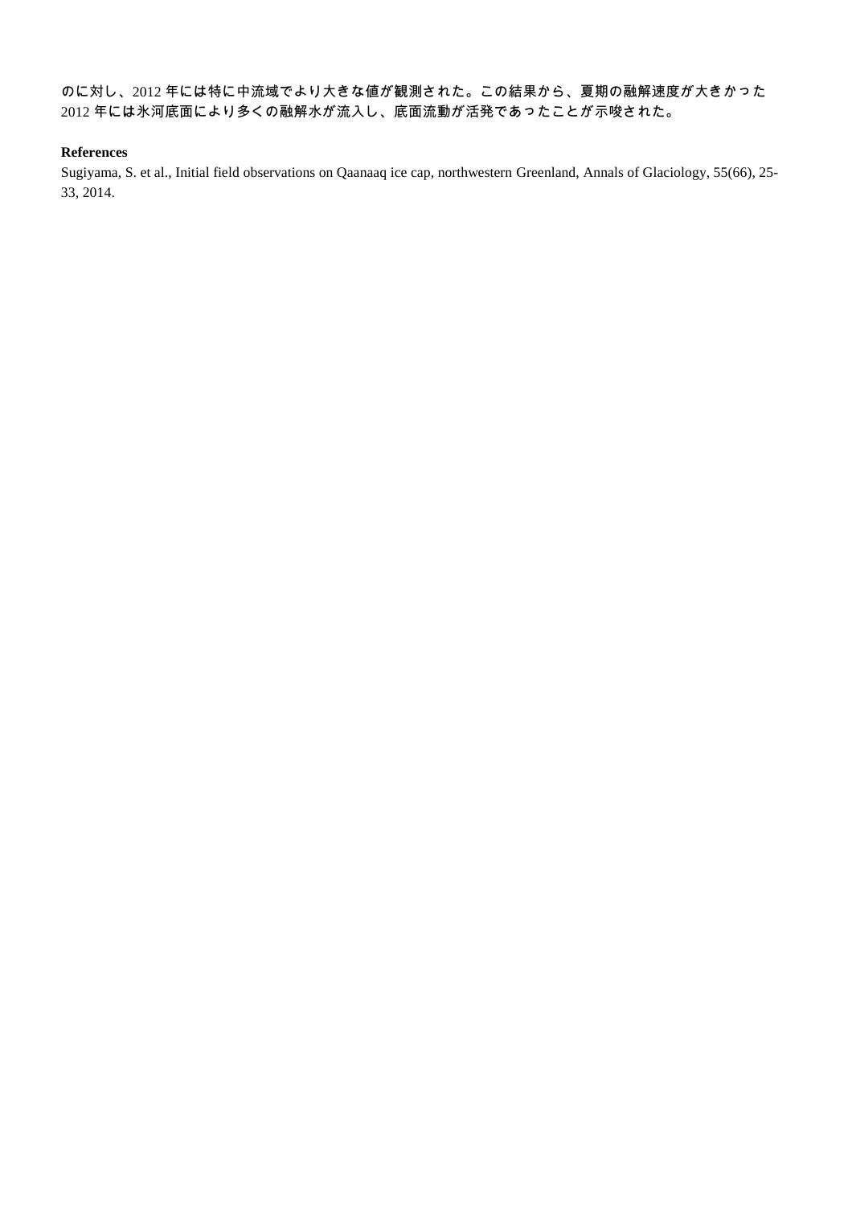のに対し、2012 年には特に中流域でより大きな値が観測された。この結果から、夏期の融解速度が大きかった 2012 年には氷河底面により多くの融解水が流入し、底面流動が活発であったことが示唆された。

**References**

Sugiyama, S. et al., Initial field observations on Qaanaaq ice cap, northwestern Greenland, Annals of Glaciology, 55(66), 25-33, 2014.